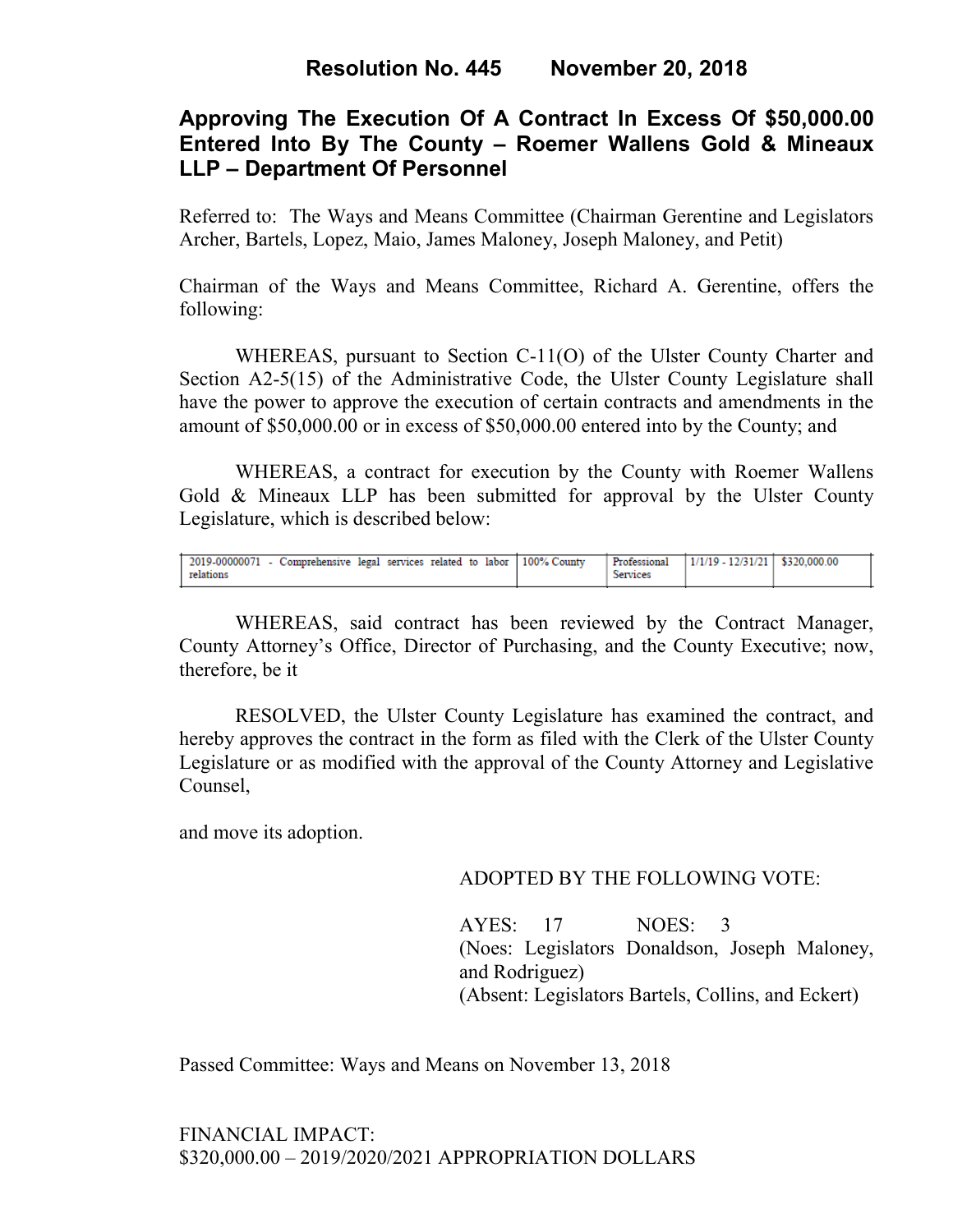# Resolution No. 445 November 20, 2018

## Approving The Execution Of A Contract In Excess Of $50,000.00 Entered Into By The County – Roemer Wallens Gold & Mineaux LLP – Department Of Personnel

Referred to: The Ways and Means Committee (Chairman Gerentine and Legislators Archer, Bartels, Lopez, Maio, James Maloney, Joseph Maloney, and Petit)

Chairman of the Ways and Means Committee, Richard A. Gerentine, offers the following:

WHEREAS, pursuant to Section C-11(O) of the Ulster County Charter and Section A2-5(15) of the Administrative Code, the Ulster County Legislature shall have the power to approve the execution of certain contracts and amendments in the amount of $50,000.00 or in excess of $50,000.00 entered into by the County; and

WHEREAS, a contract for execution by the County with Roemer Wallens Gold & Mineaux LLP has been submitted for approval by the Ulster County Legislature, which is described below:

| | | | | |
|---|---|---|---|---|
| 2019-00000071 - Comprehensive legal services related to labor relations | 100% County | Professional Services | 1/1/19 - 12/31/21 | $320,000.00 |

WHEREAS, said contract has been reviewed by the Contract Manager, County Attorney's Office, Director of Purchasing, and the County Executive; now, therefore, be it

RESOLVED, the Ulster County Legislature has examined the contract, and hereby approves the contract in the form as filed with the Clerk of the Ulster County Legislature or as modified with the approval of the County Attorney and Legislative Counsel,

and move its adoption.

ADOPTED BY THE FOLLOWING VOTE:

AYES: 17 NOES: 3
(Noes: Legislators Donaldson, Joseph Maloney, and Rodriguez)
(Absent: Legislators Bartels, Collins, and Eckert)

Passed Committee: Ways and Means on November 13, 2018

FINANCIAL IMPACT:
$320,000.00 – 2019/2020/2021 APPROPRIATION DOLLARS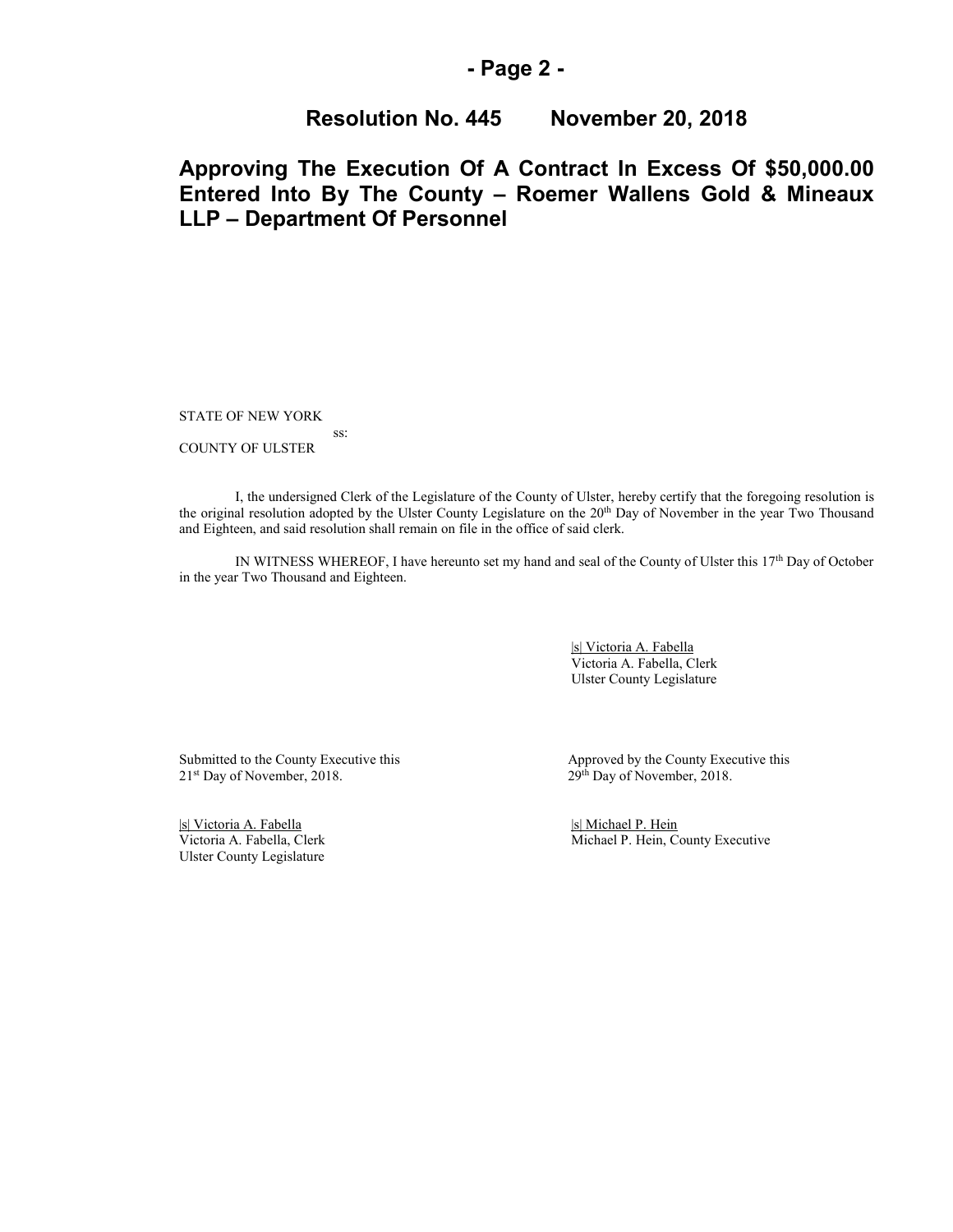## Resolution No. 445 November 20, 2018

# Approving The Execution Of A Contract In Excess Of $50,000.00 Entered Into By The County – Roemer Wallens Gold & Mineaux LLP – Department Of Personnel

STATE OF NEW YORK
ss:
COUNTY OF ULSTER

I, the undersigned Clerk of the Legislature of the County of Ulster, hereby certify that the foregoing resolution is the original resolution adopted by the Ulster County Legislature on the 20th Day of November in the year Two Thousand and Eighteen, and said resolution shall remain on file in the office of said clerk.

IN WITNESS WHEREOF, I have hereunto set my hand and seal of the County of Ulster this 17th Day of October in the year Two Thousand and Eighteen.

|s| Victoria A. Fabella
Victoria A. Fabella, Clerk
Ulster County Legislature

Submitted to the County Executive this 21st Day of November, 2018.

|s| Victoria A. Fabella
Victoria A. Fabella, Clerk
Ulster County Legislature

Approved by the County Executive this 29th Day of November, 2018.

|s| Michael P. Hein
Michael P. Hein, County Executive